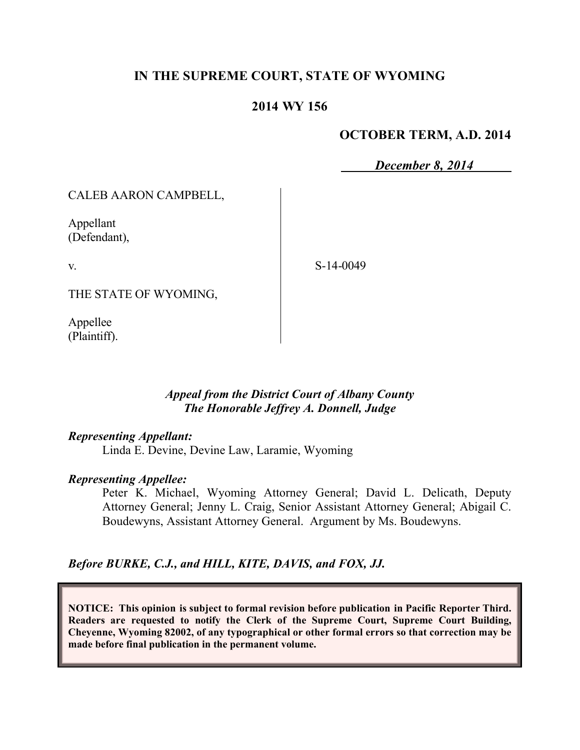# IN THE SUPREME COURT, STATE OF WYOMING

## 2014 WY 156

**OCTOBER TERM, A.D. 2014**

***December 8, 2014***

CALEB AARON CAMPBELL,

Appellant
(Defendant),

v.

S-14-0049

THE STATE OF WYOMING,

Appellee
(Plaintiff).

*Appeal from the District Court of Albany County*
*The Honorable Jeffrey A. Donnell, Judge*

***Representing Appellant:***

Linda E. Devine, Devine Law, Laramie, Wyoming

***Representing Appellee:***

Peter K. Michael, Wyoming Attorney General; David L. Delicath, Deputy Attorney General; Jenny L. Craig, Senior Assistant Attorney General; Abigail C. Boudewyns, Assistant Attorney General. Argument by Ms. Boudewyns.

***Before BURKE, C.J., and HILL, KITE, DAVIS, and FOX, JJ.***

**NOTICE: This opinion is subject to formal revision before publication in Pacific Reporter Third. Readers are requested to notify the Clerk of the Supreme Court, Supreme Court Building, Cheyenne, Wyoming 82002, of any typographical or other formal errors so that correction may be made before final publication in the permanent volume.**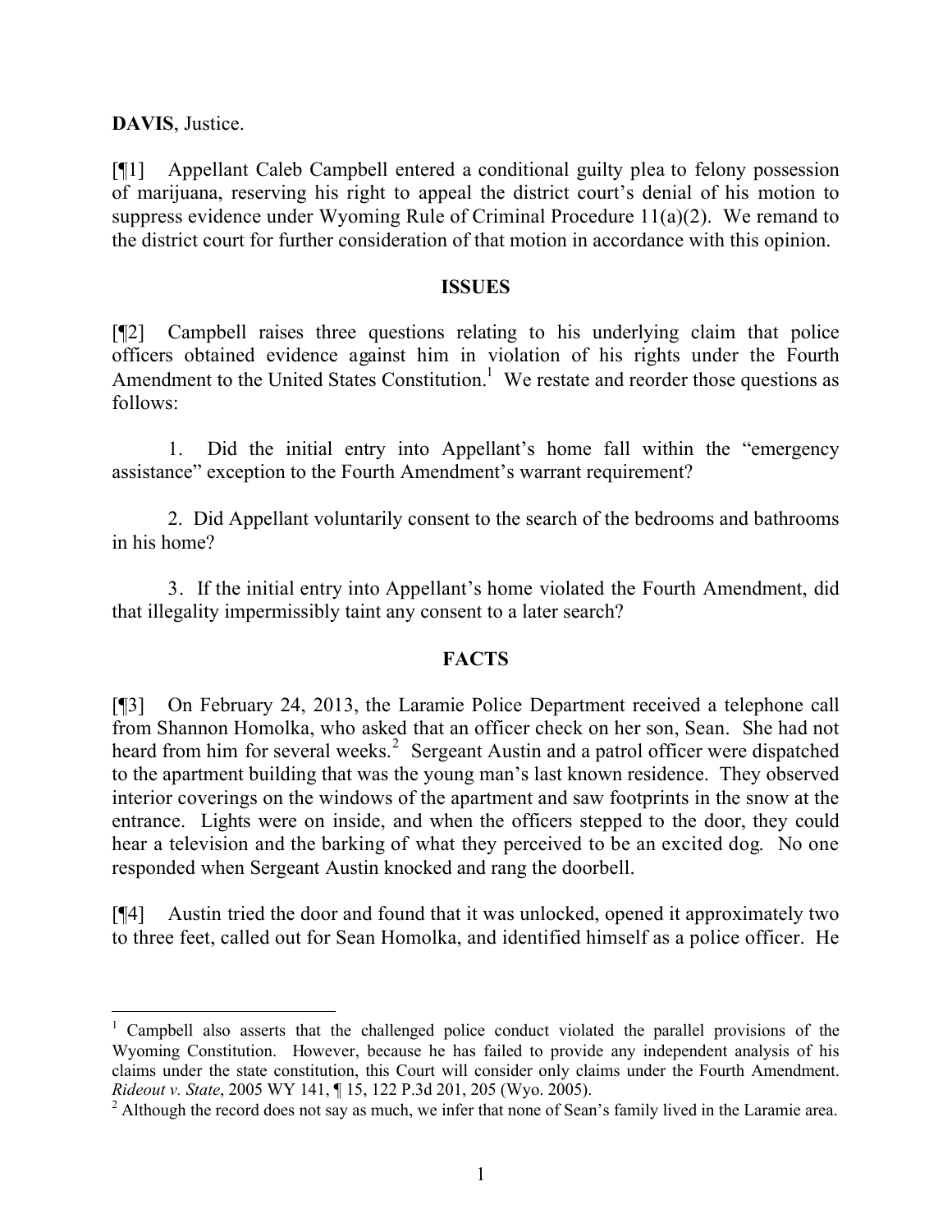**DAVIS**, Justice.

[¶1] Appellant Caleb Campbell entered a conditional guilty plea to felony possession of marijuana, reserving his right to appeal the district court's denial of his motion to suppress evidence under Wyoming Rule of Criminal Procedure 11(a)(2). We remand to the district court for further consideration of that motion in accordance with this opinion.

## ISSUES

[¶2] Campbell raises three questions relating to his underlying claim that police officers obtained evidence against him in violation of his rights under the Fourth Amendment to the United States Constitution.[1] We restate and reorder those questions as follows:

1. Did the initial entry into Appellant's home fall within the "emergency assistance" exception to the Fourth Amendment's warrant requirement?

2. Did Appellant voluntarily consent to the search of the bedrooms and bathrooms in his home?

3. If the initial entry into Appellant's home violated the Fourth Amendment, did that illegality impermissibly taint any consent to a later search?

## FACTS

[¶3] On February 24, 2013, the Laramie Police Department received a telephone call from Shannon Homolka, who asked that an officer check on her son, Sean. She had not heard from him for several weeks.[2] Sergeant Austin and a patrol officer were dispatched to the apartment building that was the young man's last known residence. They observed interior coverings on the windows of the apartment and saw footprints in the snow at the entrance. Lights were on inside, and when the officers stepped to the door, they could hear a television and the barking of what they perceived to be an excited dog. No one responded when Sergeant Austin knocked and rang the doorbell.

[¶4] Austin tried the door and found that it was unlocked, opened it approximately two to three feet, called out for Sean Homolka, and identified himself as a police officer. He

---

[1] Campbell also asserts that the challenged police conduct violated the parallel provisions of the Wyoming Constitution. However, because he has failed to provide any independent analysis of his claims under the state constitution, this Court will consider only claims under the Fourth Amendment. *Rideout v. State*, 2005 WY 141, ¶ 15, 122 P.3d 201, 205 (Wyo. 2005).

[2] Although the record does not say as much, we infer that none of Sean's family lived in the Laramie area.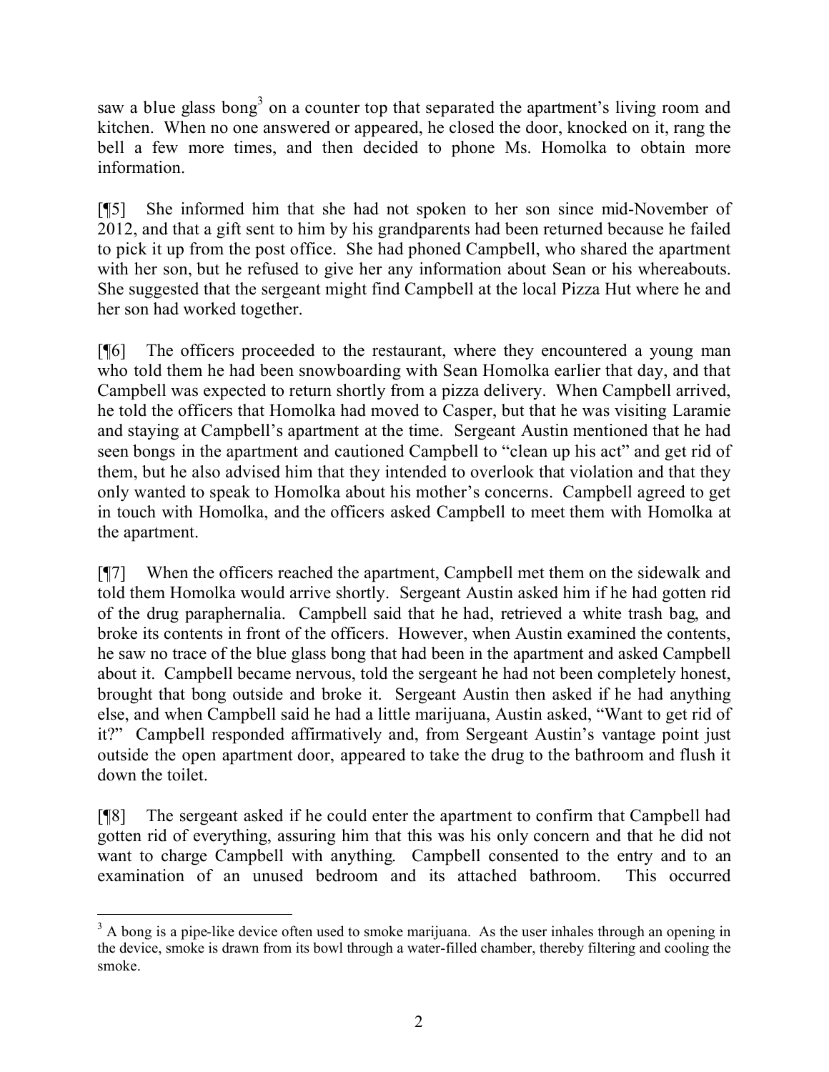saw a blue glass bong[3] on a counter top that separated the apartment's living room and kitchen. When no one answered or appeared, he closed the door, knocked on it, rang the bell a few more times, and then decided to phone Ms. Homolka to obtain more information.

[¶5] She informed him that she had not spoken to her son since mid-November of 2012, and that a gift sent to him by his grandparents had been returned because he failed to pick it up from the post office. She had phoned Campbell, who shared the apartment with her son, but he refused to give her any information about Sean or his whereabouts. She suggested that the sergeant might find Campbell at the local Pizza Hut where he and her son had worked together.

[¶6] The officers proceeded to the restaurant, where they encountered a young man who told them he had been snowboarding with Sean Homolka earlier that day, and that Campbell was expected to return shortly from a pizza delivery. When Campbell arrived, he told the officers that Homolka had moved to Casper, but that he was visiting Laramie and staying at Campbell's apartment at the time. Sergeant Austin mentioned that he had seen bongs in the apartment and cautioned Campbell to "clean up his act" and get rid of them, but he also advised him that they intended to overlook that violation and that they only wanted to speak to Homolka about his mother's concerns. Campbell agreed to get in touch with Homolka, and the officers asked Campbell to meet them with Homolka at the apartment.

[¶7] When the officers reached the apartment, Campbell met them on the sidewalk and told them Homolka would arrive shortly. Sergeant Austin asked him if he had gotten rid of the drug paraphernalia. Campbell said that he had, retrieved a white trash bag, and broke its contents in front of the officers. However, when Austin examined the contents, he saw no trace of the blue glass bong that had been in the apartment and asked Campbell about it. Campbell became nervous, told the sergeant he had not been completely honest, brought that bong outside and broke it. Sergeant Austin then asked if he had anything else, and when Campbell said he had a little marijuana, Austin asked, "Want to get rid of it?" Campbell responded affirmatively and, from Sergeant Austin's vantage point just outside the open apartment door, appeared to take the drug to the bathroom and flush it down the toilet.

[¶8] The sergeant asked if he could enter the apartment to confirm that Campbell had gotten rid of everything, assuring him that this was his only concern and that he did not want to charge Campbell with anything. Campbell consented to the entry and to an examination of an unused bedroom and its attached bathroom. This occurred

[3] A bong is a pipe-like device often used to smoke marijuana. As the user inhales through an opening in the device, smoke is drawn from its bowl through a water-filled chamber, thereby filtering and cooling the smoke.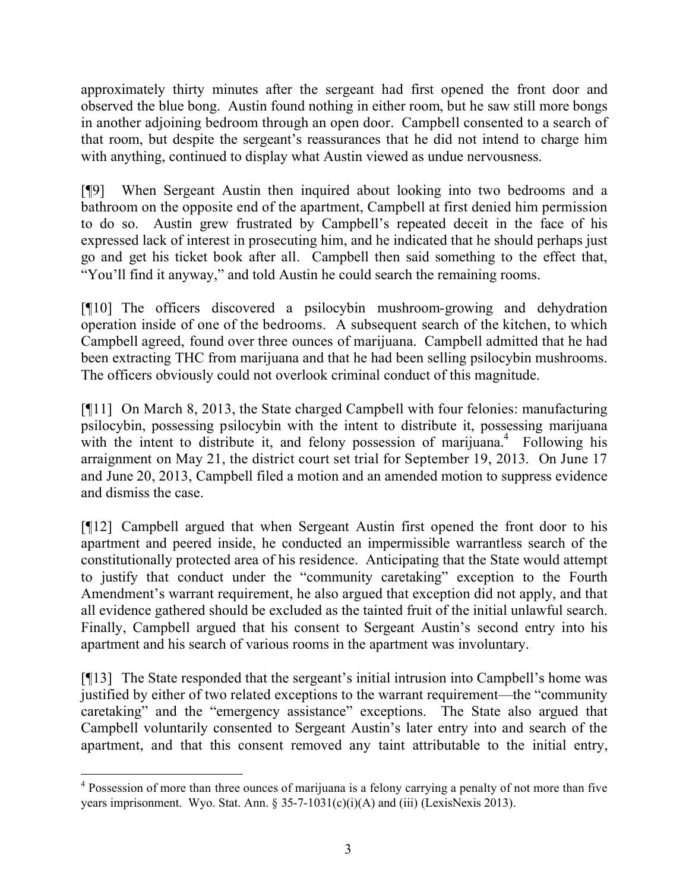approximately thirty minutes after the sergeant had first opened the front door and observed the blue bong. Austin found nothing in either room, but he saw still more bongs in another adjoining bedroom through an open door. Campbell consented to a search of that room, but despite the sergeant's reassurances that he did not intend to charge him with anything, continued to display what Austin viewed as undue nervousness.

[¶9] When Sergeant Austin then inquired about looking into two bedrooms and a bathroom on the opposite end of the apartment, Campbell at first denied him permission to do so. Austin grew frustrated by Campbell's repeated deceit in the face of his expressed lack of interest in prosecuting him, and he indicated that he should perhaps just go and get his ticket book after all. Campbell then said something to the effect that, "You'll find it anyway," and told Austin he could search the remaining rooms.

[¶10] The officers discovered a psilocybin mushroom-growing and dehydration operation inside of one of the bedrooms. A subsequent search of the kitchen, to which Campbell agreed, found over three ounces of marijuana. Campbell admitted that he had been extracting THC from marijuana and that he had been selling psilocybin mushrooms. The officers obviously could not overlook criminal conduct of this magnitude.

[¶11] On March 8, 2013, the State charged Campbell with four felonies: manufacturing psilocybin, possessing psilocybin with the intent to distribute it, possessing marijuana with the intent to distribute it, and felony possession of marijuana.[4] Following his arraignment on May 21, the district court set trial for September 19, 2013. On June 17 and June 20, 2013, Campbell filed a motion and an amended motion to suppress evidence and dismiss the case.

[¶12] Campbell argued that when Sergeant Austin first opened the front door to his apartment and peered inside, he conducted an impermissible warrantless search of the constitutionally protected area of his residence. Anticipating that the State would attempt to justify that conduct under the "community caretaking" exception to the Fourth Amendment's warrant requirement, he also argued that exception did not apply, and that all evidence gathered should be excluded as the tainted fruit of the initial unlawful search. Finally, Campbell argued that his consent to Sergeant Austin's second entry into his apartment and his search of various rooms in the apartment was involuntary.

[¶13] The State responded that the sergeant's initial intrusion into Campbell's home was justified by either of two related exceptions to the warrant requirement—the "community caretaking" and the "emergency assistance" exceptions. The State also argued that Campbell voluntarily consented to Sergeant Austin's later entry into and search of the apartment, and that this consent removed any taint attributable to the initial entry,

---

[4] Possession of more than three ounces of marijuana is a felony carrying a penalty of not more than five years imprisonment. Wyo. Stat. Ann. § 35-7-1031(c)(i)(A) and (iii) (LexisNexis 2013).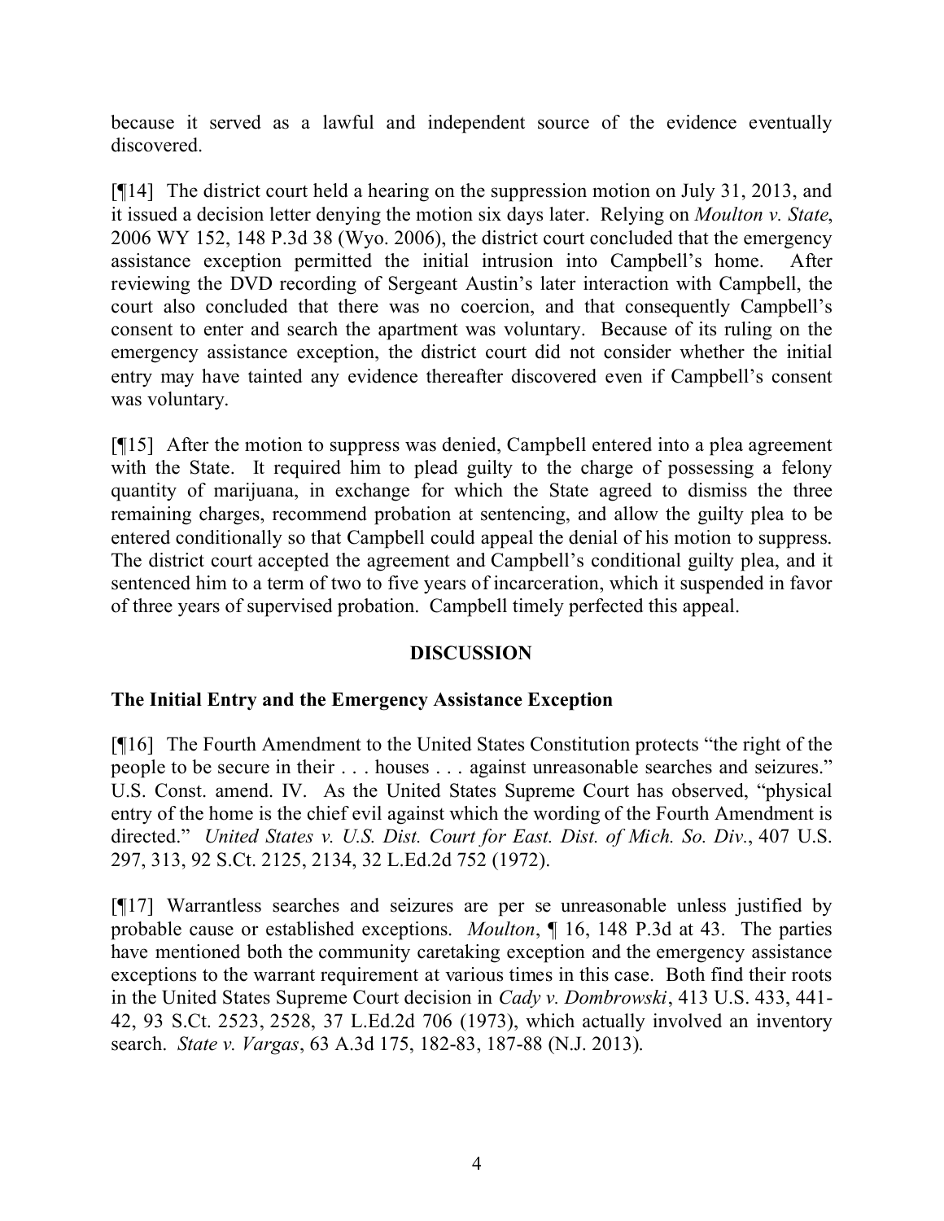because it served as a lawful and independent source of the evidence eventually discovered.

[¶14] The district court held a hearing on the suppression motion on July 31, 2013, and it issued a decision letter denying the motion six days later. Relying on *Moulton v. State*, 2006 WY 152, 148 P.3d 38 (Wyo. 2006), the district court concluded that the emergency assistance exception permitted the initial intrusion into Campbell's home. After reviewing the DVD recording of Sergeant Austin's later interaction with Campbell, the court also concluded that there was no coercion, and that consequently Campbell's consent to enter and search the apartment was voluntary. Because of its ruling on the emergency assistance exception, the district court did not consider whether the initial entry may have tainted any evidence thereafter discovered even if Campbell's consent was voluntary.

[¶15] After the motion to suppress was denied, Campbell entered into a plea agreement with the State. It required him to plead guilty to the charge of possessing a felony quantity of marijuana, in exchange for which the State agreed to dismiss the three remaining charges, recommend probation at sentencing, and allow the guilty plea to be entered conditionally so that Campbell could appeal the denial of his motion to suppress. The district court accepted the agreement and Campbell's conditional guilty plea, and it sentenced him to a term of two to five years of incarceration, which it suspended in favor of three years of supervised probation. Campbell timely perfected this appeal.

## DISCUSSION

### The Initial Entry and the Emergency Assistance Exception

[¶16] The Fourth Amendment to the United States Constitution protects "the right of the people to be secure in their . . . houses . . . against unreasonable searches and seizures." U.S. Const. amend. IV. As the United States Supreme Court has observed, "physical entry of the home is the chief evil against which the wording of the Fourth Amendment is directed." *United States v. U.S. Dist. Court for East. Dist. of Mich. So. Div.*, 407 U.S. 297, 313, 92 S.Ct. 2125, 2134, 32 L.Ed.2d 752 (1972).

[¶17] Warrantless searches and seizures are per se unreasonable unless justified by probable cause or established exceptions. *Moulton*, ¶ 16, 148 P.3d at 43. The parties have mentioned both the community caretaking exception and the emergency assistance exceptions to the warrant requirement at various times in this case. Both find their roots in the United States Supreme Court decision in *Cady v. Dombrowski*, 413 U.S. 433, 441-42, 93 S.Ct. 2523, 2528, 37 L.Ed.2d 706 (1973), which actually involved an inventory search. *State v. Vargas*, 63 A.3d 175, 182-83, 187-88 (N.J. 2013).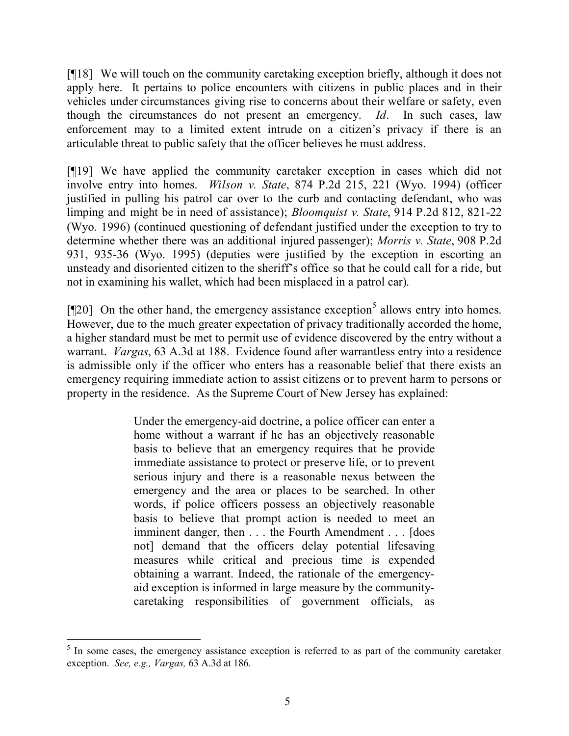[¶18] We will touch on the community caretaking exception briefly, although it does not apply here. It pertains to police encounters with citizens in public places and in their vehicles under circumstances giving rise to concerns about their welfare or safety, even though the circumstances do not present an emergency. *Id*. In such cases, law enforcement may to a limited extent intrude on a citizen's privacy if there is an articulable threat to public safety that the officer believes he must address.

[¶19] We have applied the community caretaker exception in cases which did not involve entry into homes. *Wilson v. State*, 874 P.2d 215, 221 (Wyo. 1994) (officer justified in pulling his patrol car over to the curb and contacting defendant, who was limping and might be in need of assistance); *Bloomquist v. State*, 914 P.2d 812, 821-22 (Wyo. 1996) (continued questioning of defendant justified under the exception to try to determine whether there was an additional injured passenger); *Morris v. State*, 908 P.2d 931, 935-36 (Wyo. 1995) (deputies were justified by the exception in escorting an unsteady and disoriented citizen to the sheriff's office so that he could call for a ride, but not in examining his wallet, which had been misplaced in a patrol car).

[¶20] On the other hand, the emergency assistance exception[5] allows entry into homes. However, due to the much greater expectation of privacy traditionally accorded the home, a higher standard must be met to permit use of evidence discovered by the entry without a warrant. *Vargas*, 63 A.3d at 188. Evidence found after warrantless entry into a residence is admissible only if the officer who enters has a reasonable belief that there exists an emergency requiring immediate action to assist citizens or to prevent harm to persons or property in the residence. As the Supreme Court of New Jersey has explained:

> Under the emergency-aid doctrine, a police officer can enter a home without a warrant if he has an objectively reasonable basis to believe that an emergency requires that he provide immediate assistance to protect or preserve life, or to prevent serious injury and there is a reasonable nexus between the emergency and the area or places to be searched. In other words, if police officers possess an objectively reasonable basis to believe that prompt action is needed to meet an imminent danger, then . . . the Fourth Amendment . . . [does not] demand that the officers delay potential lifesaving measures while critical and precious time is expended obtaining a warrant. Indeed, the rationale of the emergency-aid exception is informed in large measure by the community-caretaking responsibilities of government officials, as

---

[5] In some cases, the emergency assistance exception is referred to as part of the community caretaker exception. *See, e.g., Vargas,* 63 A.3d at 186.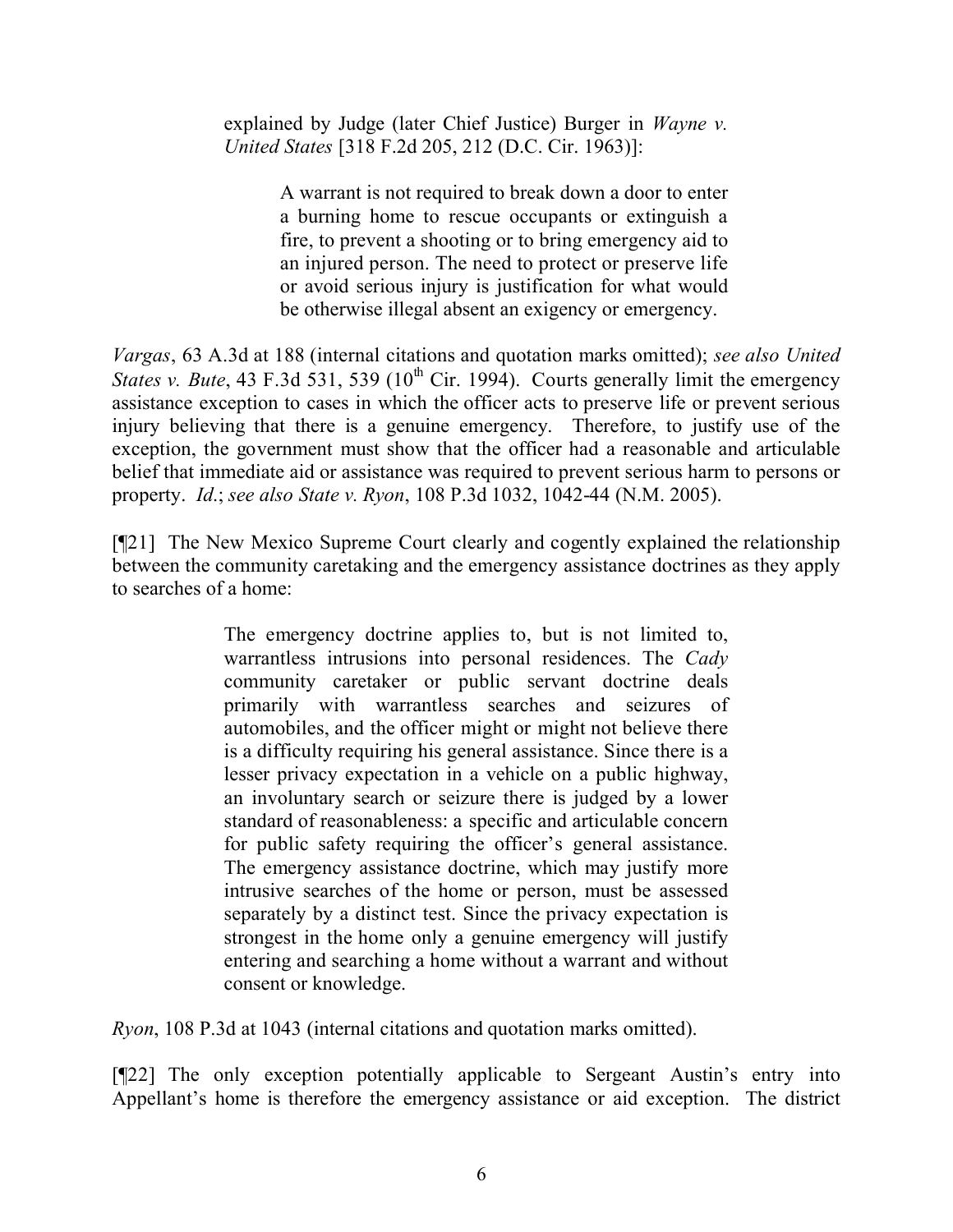explained by Judge (later Chief Justice) Burger in *Wayne v. United States* [318 F.2d 205, 212 (D.C. Cir. 1963)]:

> A warrant is not required to break down a door to enter a burning home to rescue occupants or extinguish a fire, to prevent a shooting or to bring emergency aid to an injured person. The need to protect or preserve life or avoid serious injury is justification for what would be otherwise illegal absent an exigency or emergency.

*Vargas*, 63 A.3d at 188 (internal citations and quotation marks omitted); *see also United States v. Bute*, 43 F.3d 531, 539 (10th Cir. 1994). Courts generally limit the emergency assistance exception to cases in which the officer acts to preserve life or prevent serious injury believing that there is a genuine emergency. Therefore, to justify use of the exception, the government must show that the officer had a reasonable and articulable belief that immediate aid or assistance was required to prevent serious harm to persons or property. *Id.*; *see also State v. Ryon*, 108 P.3d 1032, 1042-44 (N.M. 2005).

[¶21] The New Mexico Supreme Court clearly and cogently explained the relationship between the community caretaking and the emergency assistance doctrines as they apply to searches of a home:

> The emergency doctrine applies to, but is not limited to, warrantless intrusions into personal residences. The *Cady* community caretaker or public servant doctrine deals primarily with warrantless searches and seizures of automobiles, and the officer might or might not believe there is a difficulty requiring his general assistance. Since there is a lesser privacy expectation in a vehicle on a public highway, an involuntary search or seizure there is judged by a lower standard of reasonableness: a specific and articulable concern for public safety requiring the officer's general assistance. The emergency assistance doctrine, which may justify more intrusive searches of the home or person, must be assessed separately by a distinct test. Since the privacy expectation is strongest in the home only a genuine emergency will justify entering and searching a home without a warrant and without consent or knowledge.

*Ryon*, 108 P.3d at 1043 (internal citations and quotation marks omitted).

[¶22] The only exception potentially applicable to Sergeant Austin's entry into Appellant's home is therefore the emergency assistance or aid exception. The district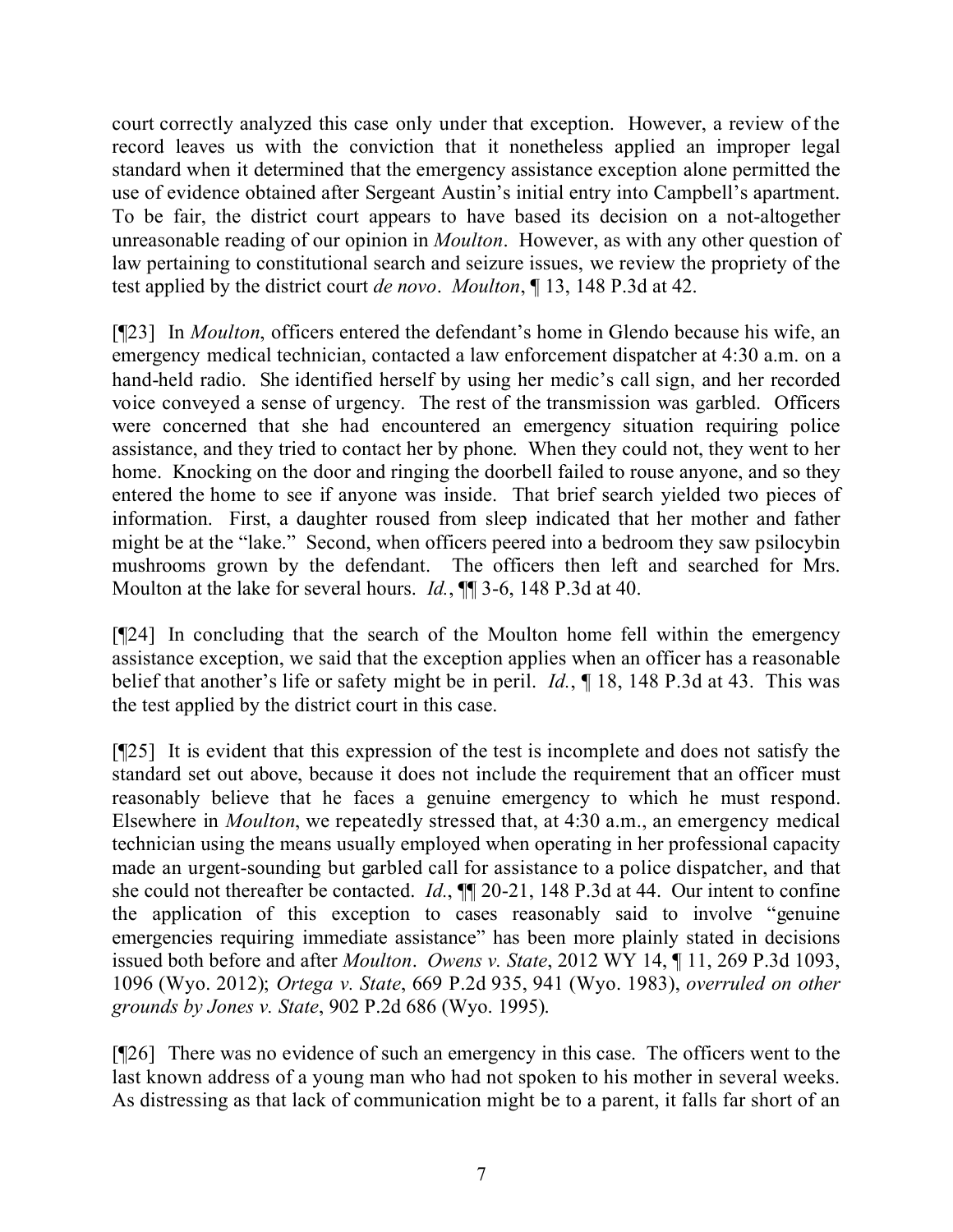court correctly analyzed this case only under that exception. However, a review of the record leaves us with the conviction that it nonetheless applied an improper legal standard when it determined that the emergency assistance exception alone permitted the use of evidence obtained after Sergeant Austin's initial entry into Campbell's apartment. To be fair, the district court appears to have based its decision on a not-altogether unreasonable reading of our opinion in *Moulton*. However, as with any other question of law pertaining to constitutional search and seizure issues, we review the propriety of the test applied by the district court *de novo*. *Moulton*, ¶ 13, 148 P.3d at 42.

[¶23] In *Moulton*, officers entered the defendant's home in Glendo because his wife, an emergency medical technician, contacted a law enforcement dispatcher at 4:30 a.m. on a hand-held radio. She identified herself by using her medic's call sign, and her recorded voice conveyed a sense of urgency. The rest of the transmission was garbled. Officers were concerned that she had encountered an emergency situation requiring police assistance, and they tried to contact her by phone. When they could not, they went to her home. Knocking on the door and ringing the doorbell failed to rouse anyone, and so they entered the home to see if anyone was inside. That brief search yielded two pieces of information. First, a daughter roused from sleep indicated that her mother and father might be at the "lake." Second, when officers peered into a bedroom they saw psilocybin mushrooms grown by the defendant. The officers then left and searched for Mrs. Moulton at the lake for several hours. *Id.*, ¶¶ 3-6, 148 P.3d at 40.

[¶24] In concluding that the search of the Moulton home fell within the emergency assistance exception, we said that the exception applies when an officer has a reasonable belief that another's life or safety might be in peril. *Id.*, ¶ 18, 148 P.3d at 43. This was the test applied by the district court in this case.

[¶25] It is evident that this expression of the test is incomplete and does not satisfy the standard set out above, because it does not include the requirement that an officer must reasonably believe that he faces a genuine emergency to which he must respond. Elsewhere in *Moulton*, we repeatedly stressed that, at 4:30 a.m., an emergency medical technician using the means usually employed when operating in her professional capacity made an urgent-sounding but garbled call for assistance to a police dispatcher, and that she could not thereafter be contacted. *Id.*, ¶¶ 20-21, 148 P.3d at 44. Our intent to confine the application of this exception to cases reasonably said to involve "genuine emergencies requiring immediate assistance" has been more plainly stated in decisions issued both before and after *Moulton*. *Owens v. State*, 2012 WY 14, ¶ 11, 269 P.3d 1093, 1096 (Wyo. 2012); *Ortega v. State*, 669 P.2d 935, 941 (Wyo. 1983), *overruled on other grounds by Jones v. State*, 902 P.2d 686 (Wyo. 1995).

[¶26] There was no evidence of such an emergency in this case. The officers went to the last known address of a young man who had not spoken to his mother in several weeks. As distressing as that lack of communication might be to a parent, it falls far short of an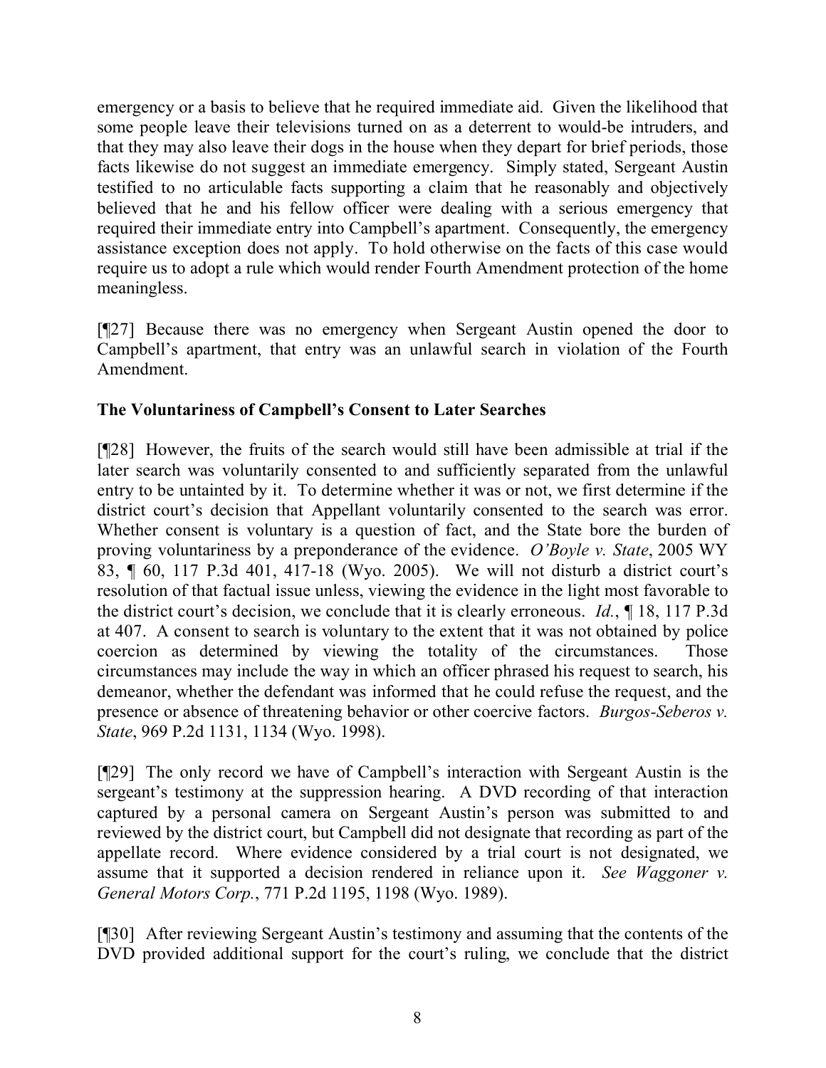emergency or a basis to believe that he required immediate aid. Given the likelihood that some people leave their televisions turned on as a deterrent to would-be intruders, and that they may also leave their dogs in the house when they depart for brief periods, those facts likewise do not suggest an immediate emergency. Simply stated, Sergeant Austin testified to no articulable facts supporting a claim that he reasonably and objectively believed that he and his fellow officer were dealing with a serious emergency that required their immediate entry into Campbell's apartment. Consequently, the emergency assistance exception does not apply. To hold otherwise on the facts of this case would require us to adopt a rule which would render Fourth Amendment protection of the home meaningless.

[¶27] Because there was no emergency when Sergeant Austin opened the door to Campbell's apartment, that entry was an unlawful search in violation of the Fourth Amendment.

**The Voluntariness of Campbell's Consent to Later Searches**

[¶28] However, the fruits of the search would still have been admissible at trial if the later search was voluntarily consented to and sufficiently separated from the unlawful entry to be untainted by it. To determine whether it was or not, we first determine if the district court's decision that Appellant voluntarily consented to the search was error. Whether consent is voluntary is a question of fact, and the State bore the burden of proving voluntariness by a preponderance of the evidence. *O'Boyle v. State*, 2005 WY 83, ¶ 60, 117 P.3d 401, 417-18 (Wyo. 2005). We will not disturb a district court's resolution of that factual issue unless, viewing the evidence in the light most favorable to the district court's decision, we conclude that it is clearly erroneous. *Id.*, ¶ 18, 117 P.3d at 407. A consent to search is voluntary to the extent that it was not obtained by police coercion as determined by viewing the totality of the circumstances. Those circumstances may include the way in which an officer phrased his request to search, his demeanor, whether the defendant was informed that he could refuse the request, and the presence or absence of threatening behavior or other coercive factors. *Burgos-Seberos v. State*, 969 P.2d 1131, 1134 (Wyo. 1998).

[¶29] The only record we have of Campbell's interaction with Sergeant Austin is the sergeant's testimony at the suppression hearing. A DVD recording of that interaction captured by a personal camera on Sergeant Austin's person was submitted to and reviewed by the district court, but Campbell did not designate that recording as part of the appellate record. Where evidence considered by a trial court is not designated, we assume that it supported a decision rendered in reliance upon it. *See Waggoner v. General Motors Corp.*, 771 P.2d 1195, 1198 (Wyo. 1989).

[¶30] After reviewing Sergeant Austin's testimony and assuming that the contents of the DVD provided additional support for the court's ruling, we conclude that the district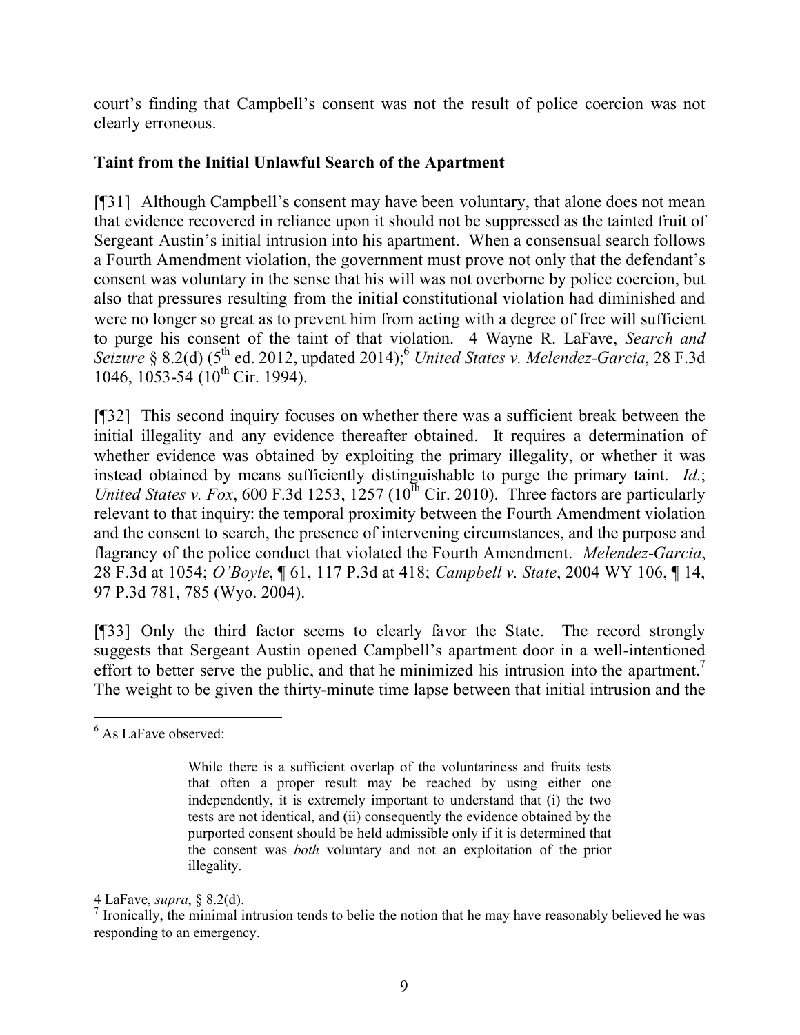court's finding that Campbell's consent was not the result of police coercion was not clearly erroneous.

**Taint from the Initial Unlawful Search of the Apartment**

[¶31] Although Campbell's consent may have been voluntary, that alone does not mean that evidence recovered in reliance upon it should not be suppressed as the tainted fruit of Sergeant Austin's initial intrusion into his apartment. When a consensual search follows a Fourth Amendment violation, the government must prove not only that the defendant's consent was voluntary in the sense that his will was not overborne by police coercion, but also that pressures resulting from the initial constitutional violation had diminished and were no longer so great as to prevent him from acting with a degree of free will sufficient to purge his consent of the taint of that violation. 4 Wayne R. LaFave, *Search and Seizure* § 8.2(d) (5th ed. 2012, updated 2014);[6] *United States v. Melendez-Garcia*, 28 F.3d 1046, 1053-54 (10th Cir. 1994).

[¶32] This second inquiry focuses on whether there was a sufficient break between the initial illegality and any evidence thereafter obtained. It requires a determination of whether evidence was obtained by exploiting the primary illegality, or whether it was instead obtained by means sufficiently distinguishable to purge the primary taint. *Id.*; *United States v. Fox*, 600 F.3d 1253, 1257 (10th Cir. 2010). Three factors are particularly relevant to that inquiry: the temporal proximity between the Fourth Amendment violation and the consent to search, the presence of intervening circumstances, and the purpose and flagrancy of the police conduct that violated the Fourth Amendment. *Melendez-Garcia*, 28 F.3d at 1054; *O'Boyle*, ¶ 61, 117 P.3d at 418; *Campbell v. State*, 2004 WY 106, ¶ 14, 97 P.3d 781, 785 (Wyo. 2004).

[¶33] Only the third factor seems to clearly favor the State. The record strongly suggests that Sergeant Austin opened Campbell's apartment door in a well-intentioned effort to better serve the public, and that he minimized his intrusion into the apartment.[7] The weight to be given the thirty-minute time lapse between that initial intrusion and the

---

[6] As LaFave observed:

> While there is a sufficient overlap of the voluntariness and fruits tests that often a proper result may be reached by using either one independently, it is extremely important to understand that (i) the two tests are not identical, and (ii) consequently the evidence obtained by the purported consent should be held admissible only if it is determined that the consent was *both* voluntary and not an exploitation of the prior illegality.

4 LaFave, *supra*, § 8.2(d).

[7] Ironically, the minimal intrusion tends to belie the notion that he may have reasonably believed he was responding to an emergency.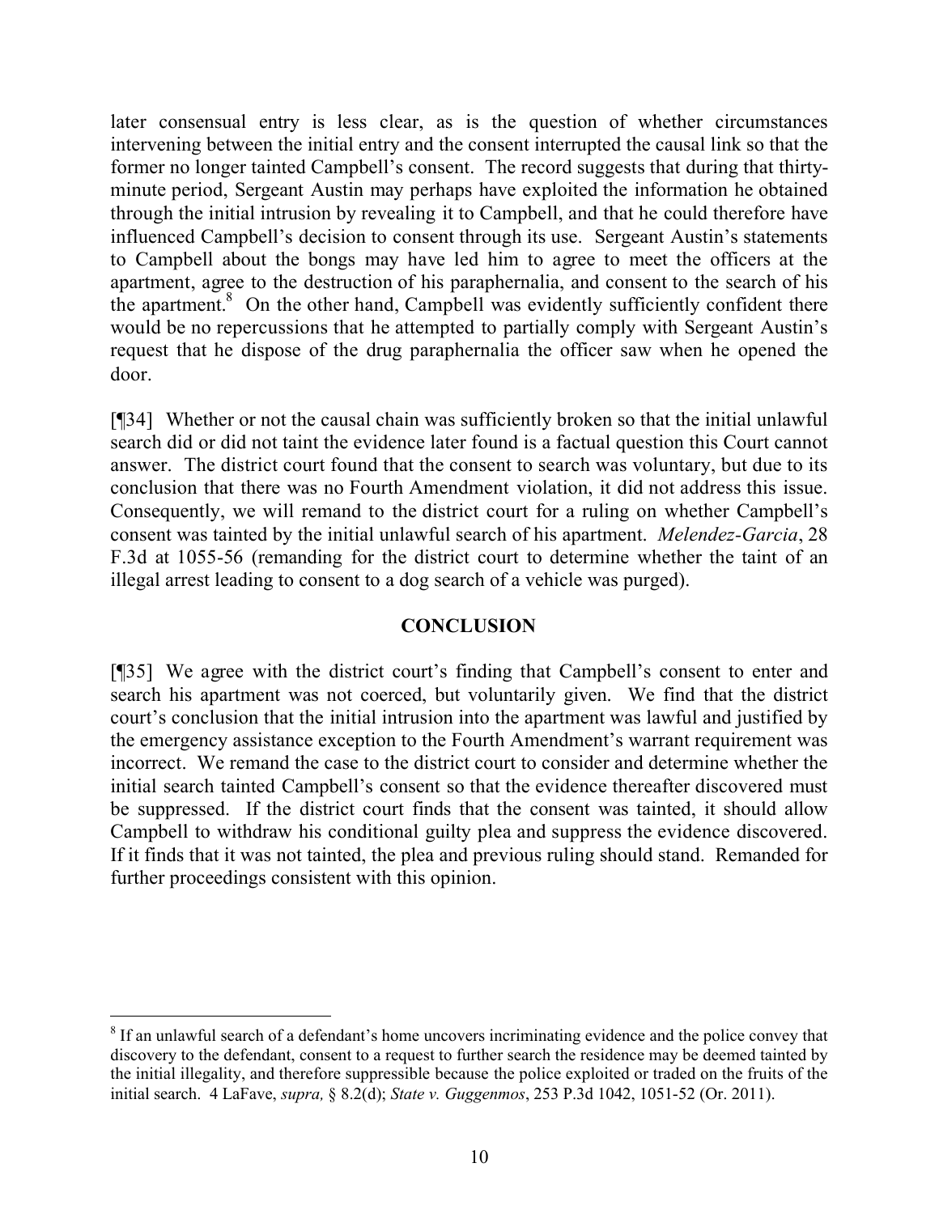later consensual entry is less clear, as is the question of whether circumstances intervening between the initial entry and the consent interrupted the causal link so that the former no longer tainted Campbell's consent. The record suggests that during that thirty-minute period, Sergeant Austin may perhaps have exploited the information he obtained through the initial intrusion by revealing it to Campbell, and that he could therefore have influenced Campbell's decision to consent through its use. Sergeant Austin's statements to Campbell about the bongs may have led him to agree to meet the officers at the apartment, agree to the destruction of his paraphernalia, and consent to the search of his the apartment.[8] On the other hand, Campbell was evidently sufficiently confident there would be no repercussions that he attempted to partially comply with Sergeant Austin's request that he dispose of the drug paraphernalia the officer saw when he opened the door.

[¶34] Whether or not the causal chain was sufficiently broken so that the initial unlawful search did or did not taint the evidence later found is a factual question this Court cannot answer. The district court found that the consent to search was voluntary, but due to its conclusion that there was no Fourth Amendment violation, it did not address this issue. Consequently, we will remand to the district court for a ruling on whether Campbell's consent was tainted by the initial unlawful search of his apartment. *Melendez-Garcia*, 28 F.3d at 1055-56 (remanding for the district court to determine whether the taint of an illegal arrest leading to consent to a dog search of a vehicle was purged).

## CONCLUSION

[¶35] We agree with the district court's finding that Campbell's consent to enter and search his apartment was not coerced, but voluntarily given. We find that the district court's conclusion that the initial intrusion into the apartment was lawful and justified by the emergency assistance exception to the Fourth Amendment's warrant requirement was incorrect. We remand the case to the district court to consider and determine whether the initial search tainted Campbell's consent so that the evidence thereafter discovered must be suppressed. If the district court finds that the consent was tainted, it should allow Campbell to withdraw his conditional guilty plea and suppress the evidence discovered. If it finds that it was not tainted, the plea and previous ruling should stand. Remanded for further proceedings consistent with this opinion.

---

[8] If an unlawful search of a defendant's home uncovers incriminating evidence and the police convey that discovery to the defendant, consent to a request to further search the residence may be deemed tainted by the initial illegality, and therefore suppressible because the police exploited or traded on the fruits of the initial search. 4 LaFave, *supra,* § 8.2(d); *State v. Guggenmos*, 253 P.3d 1042, 1051-52 (Or. 2011).